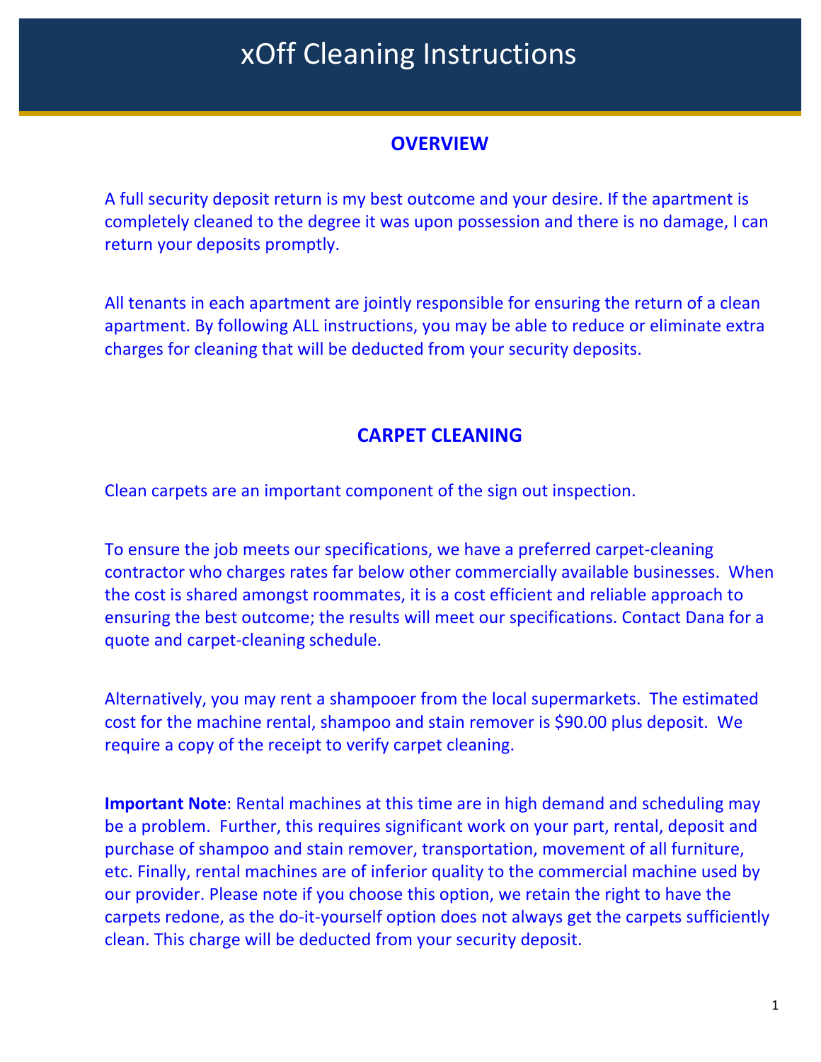# xOff Cleaning Instructions

## OVERVIEW

A full security deposit return is my best outcome and your desire. If the apartment is completely cleaned to the degree it was upon possession and there is no damage, I can return your deposits promptly.

All tenants in each apartment are jointly responsible for ensuring the return of a clean apartment. By following ALL instructions, you may be able to reduce or eliminate extra charges for cleaning that will be deducted from your security deposits.

## CARPET CLEANING

Clean carpets are an important component of the sign out inspection.

To ensure the job meets our specifications, we have a preferred carpet-cleaning contractor who charges rates far below other commercially available businesses. When the cost is shared amongst roommates, it is a cost efficient and reliable approach to ensuring the best outcome; the results will meet our specifications. Contact Dana for a quote and carpet-cleaning schedule.

Alternatively, you may rent a shampooer from the local supermarkets. The estimated cost for the machine rental, shampoo and stain remover is $90.00 plus deposit. We require a copy of the receipt to verify carpet cleaning.

**Important Note**: Rental machines at this time are in high demand and scheduling may be a problem. Further, this requires significant work on your part, rental, deposit and purchase of shampoo and stain remover, transportation, movement of all furniture, etc. Finally, rental machines are of inferior quality to the commercial machine used by our provider. Please note if you choose this option, we retain the right to have the carpets redone, as the do-it-yourself option does not always get the carpets sufficiently clean. This charge will be deducted from your security deposit.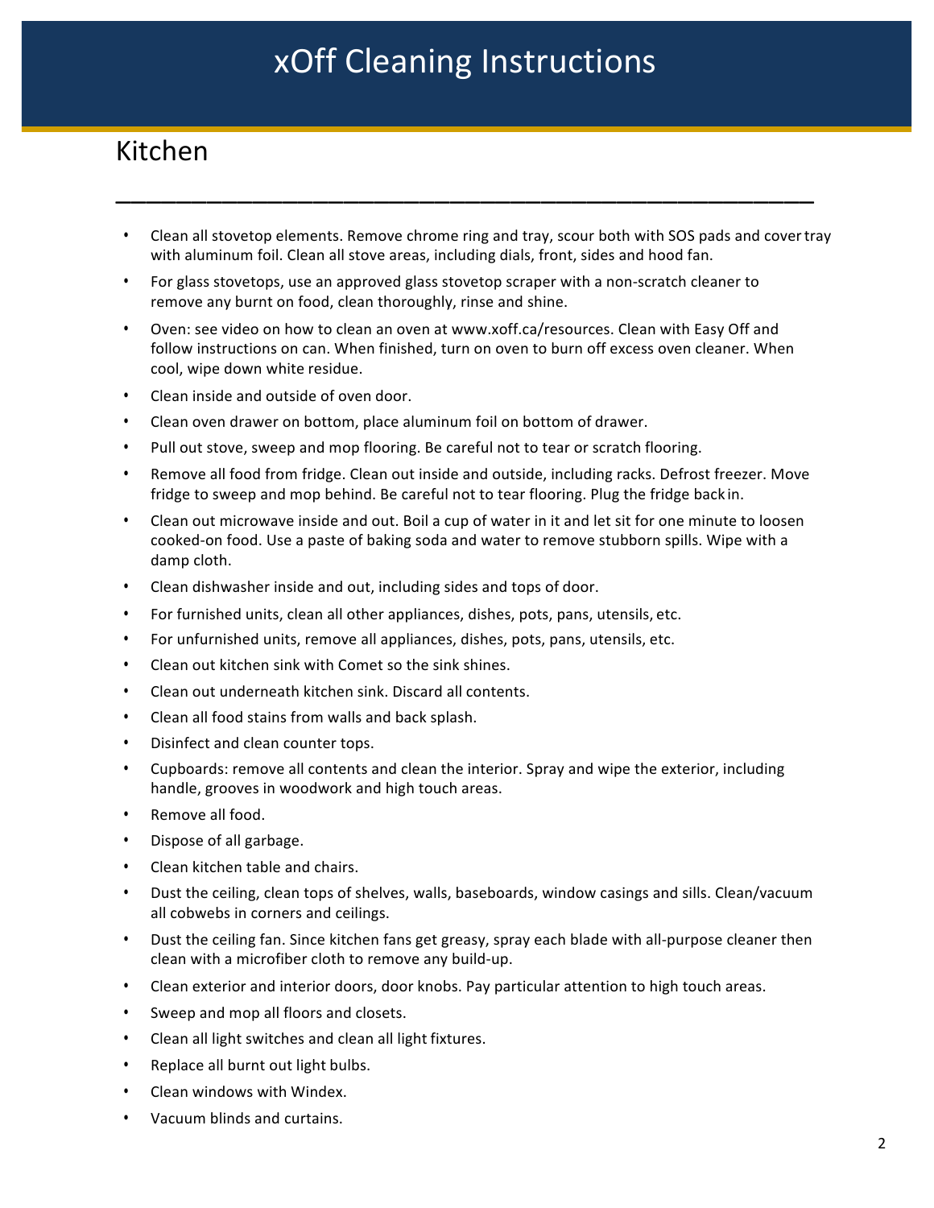# xOff Cleaning Instructions

## Kitchen

- Clean all stovetop elements. Remove chrome ring and tray, scour both with SOS pads and cover tray with aluminum foil. Clean all stove areas, including dials, front, sides and hood fan.
- For glass stovetops, use an approved glass stovetop scraper with a non-scratch cleaner to remove any burnt on food, clean thoroughly, rinse and shine.
- Oven: see video on how to clean an oven at www.xoff.ca/resources. Clean with Easy Off and follow instructions on can. When finished, turn on oven to burn off excess oven cleaner. When cool, wipe down white residue.
- Clean inside and outside of oven door.
- Clean oven drawer on bottom, place aluminum foil on bottom of drawer.
- Pull out stove, sweep and mop flooring. Be careful not to tear or scratch flooring.
- Remove all food from fridge. Clean out inside and outside, including racks. Defrost freezer. Move fridge to sweep and mop behind. Be careful not to tear flooring. Plug the fridge back in.
- Clean out microwave inside and out. Boil a cup of water in it and let sit for one minute to loosen cooked-on food. Use a paste of baking soda and water to remove stubborn spills. Wipe with a damp cloth.
- Clean dishwasher inside and out, including sides and tops of door.
- For furnished units, clean all other appliances, dishes, pots, pans, utensils, etc.
- For unfurnished units, remove all appliances, dishes, pots, pans, utensils, etc.
- Clean out kitchen sink with Comet so the sink shines.
- Clean out underneath kitchen sink. Discard all contents.
- Clean all food stains from walls and back splash.
- Disinfect and clean counter tops.
- Cupboards: remove all contents and clean the interior. Spray and wipe the exterior, including handle, grooves in woodwork and high touch areas.
- Remove all food.
- Dispose of all garbage.
- Clean kitchen table and chairs.
- Dust the ceiling, clean tops of shelves, walls, baseboards, window casings and sills. Clean/vacuum all cobwebs in corners and ceilings.
- Dust the ceiling fan. Since kitchen fans get greasy, spray each blade with all-purpose cleaner then clean with a microfiber cloth to remove any build-up.
- Clean exterior and interior doors, door knobs. Pay particular attention to high touch areas.
- Sweep and mop all floors and closets.
- Clean all light switches and clean all light fixtures.
- Replace all burnt out light bulbs.
- Clean windows with Windex.
- Vacuum blinds and curtains.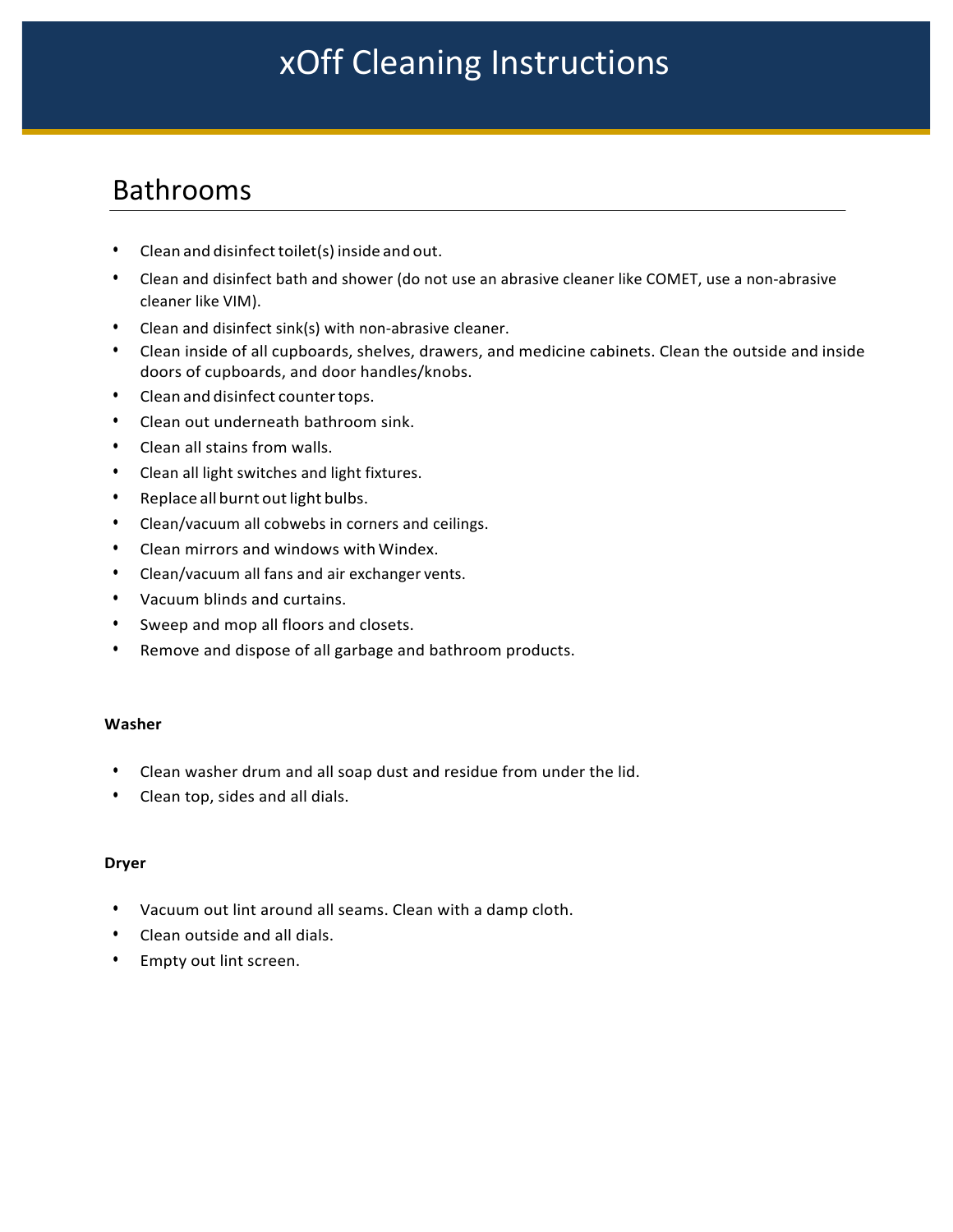# xOff Cleaning Instructions

## Bathrooms

- Clean and disinfect toilet(s) inside and out.
- Clean and disinfect bath and shower (do not use an abrasive cleaner like COMET, use a non-abrasive cleaner like VIM).
- Clean and disinfect sink(s) with non-abrasive cleaner.
- Clean inside of all cupboards, shelves, drawers, and medicine cabinets. Clean the outside and inside doors of cupboards, and door handles/knobs.
- Clean and disinfect counter tops.
- Clean out underneath bathroom sink.
- Clean all stains from walls.
- Clean all light switches and light fixtures.
- Replace all burnt out light bulbs.
- Clean/vacuum all cobwebs in corners and ceilings.
- Clean mirrors and windows with Windex.
- Clean/vacuum all fans and air exchanger vents.
- Vacuum blinds and curtains.
- Sweep and mop all floors and closets.
- Remove and dispose of all garbage and bathroom products.

**Washer**

- Clean washer drum and all soap dust and residue from under the lid.
- Clean top, sides and all dials.

**Dryer**

- Vacuum out lint around all seams. Clean with a damp cloth.
- Clean outside and all dials.
- Empty out lint screen.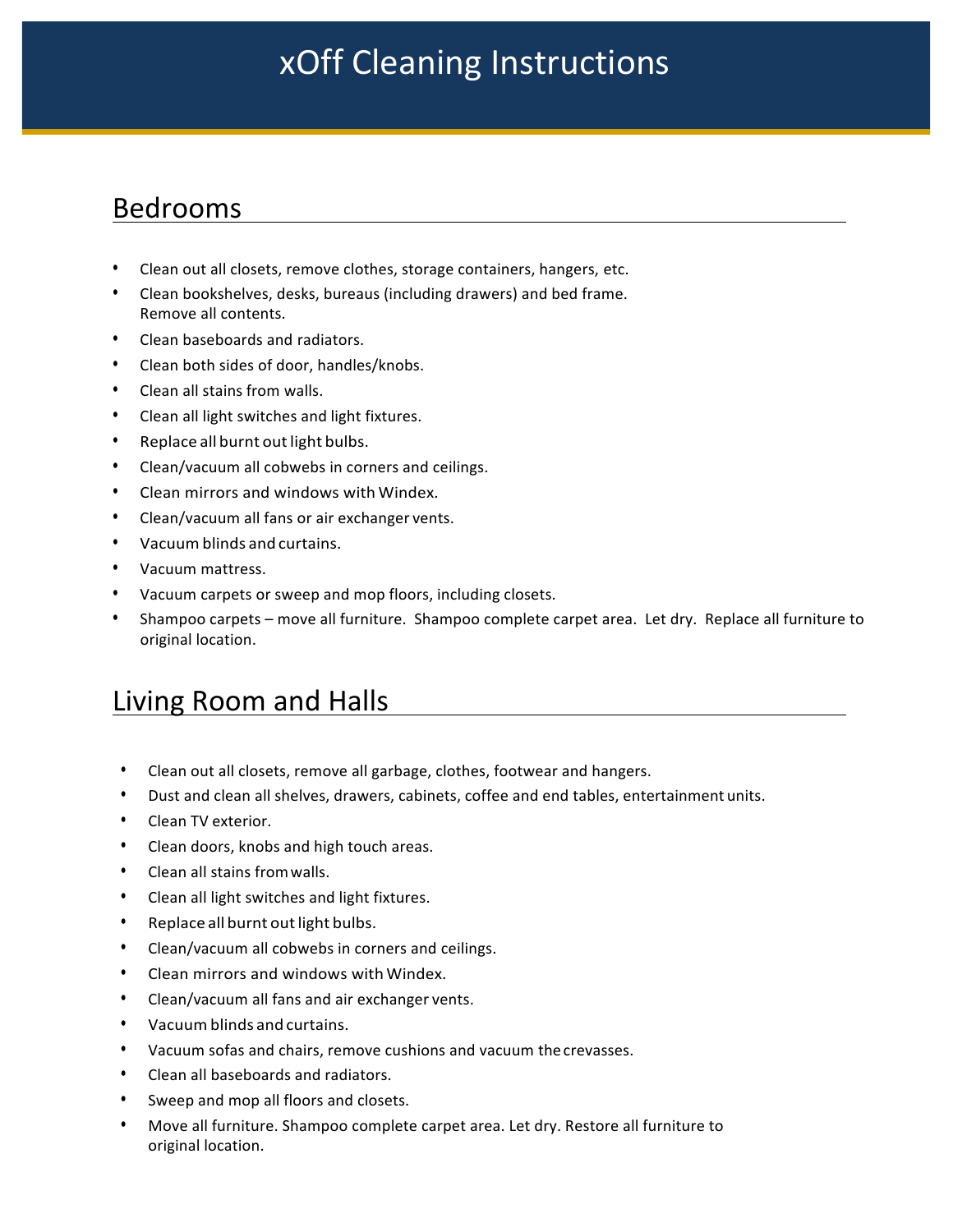# xOff Cleaning Instructions

## Bedrooms

- Clean out all closets, remove clothes, storage containers, hangers, etc.
- Clean bookshelves, desks, bureaus (including drawers) and bed frame. Remove all contents.
- Clean baseboards and radiators.
- Clean both sides of door, handles/knobs.
- Clean all stains from walls.
- Clean all light switches and light fixtures.
- Replace all burnt out light bulbs.
- Clean/vacuum all cobwebs in corners and ceilings.
- Clean mirrors and windows with Windex.
- Clean/vacuum all fans or air exchanger vents.
- Vacuum blinds and curtains.
- Vacuum mattress.
- Vacuum carpets or sweep and mop floors, including closets.
- Shampoo carpets – move all furniture. Shampoo complete carpet area. Let dry. Replace all furniture to original location.

## Living Room and Halls

- Clean out all closets, remove all garbage, clothes, footwear and hangers.
- Dust and clean all shelves, drawers, cabinets, coffee and end tables, entertainment units.
- Clean TV exterior.
- Clean doors, knobs and high touch areas.
- Clean all stains from walls.
- Clean all light switches and light fixtures.
- Replace all burnt out light bulbs.
- Clean/vacuum all cobwebs in corners and ceilings.
- Clean mirrors and windows with Windex.
- Clean/vacuum all fans and air exchanger vents.
- Vacuum blinds and curtains.
- Vacuum sofas and chairs, remove cushions and vacuum the crevasses.
- Clean all baseboards and radiators.
- Sweep and mop all floors and closets.
- Move all furniture. Shampoo complete carpet area. Let dry. Restore all furniture to original location.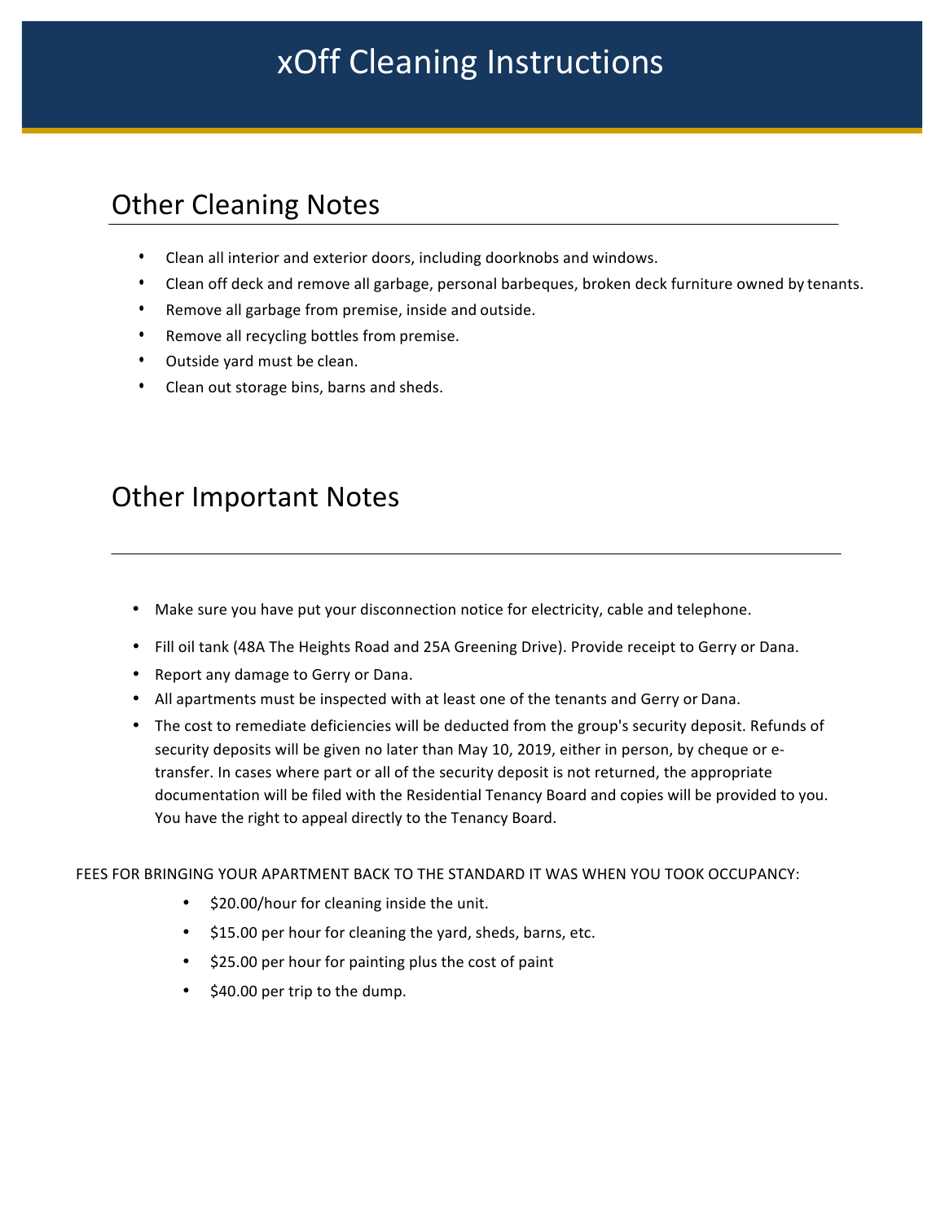# xOff Cleaning Instructions

## Other Cleaning Notes

- Clean all interior and exterior doors, including doorknobs and windows.
- Clean off deck and remove all garbage, personal barbeques, broken deck furniture owned by tenants.
- Remove all garbage from premise, inside and outside.
- Remove all recycling bottles from premise.
- Outside yard must be clean.
- Clean out storage bins, barns and sheds.

## Other Important Notes

- Make sure you have put your disconnection notice for electricity, cable and telephone.
- Fill oil tank (48A The Heights Road and 25A Greening Drive). Provide receipt to Gerry or Dana.
- Report any damage to Gerry or Dana.
- All apartments must be inspected with at least one of the tenants and Gerry or Dana.
- The cost to remediate deficiencies will be deducted from the group's security deposit. Refunds of security deposits will be given no later than May 10, 2019, either in person, by cheque or e-transfer. In cases where part or all of the security deposit is not returned, the appropriate documentation will be filed with the Residential Tenancy Board and copies will be provided to you. You have the right to appeal directly to the Tenancy Board.

FEES FOR BRINGING YOUR APARTMENT BACK TO THE STANDARD IT WAS WHEN YOU TOOK OCCUPANCY:

- $20.00/hour for cleaning inside the unit.
- $15.00 per hour for cleaning the yard, sheds, barns, etc.
- $25.00 per hour for painting plus the cost of paint
- $40.00 per trip to the dump.